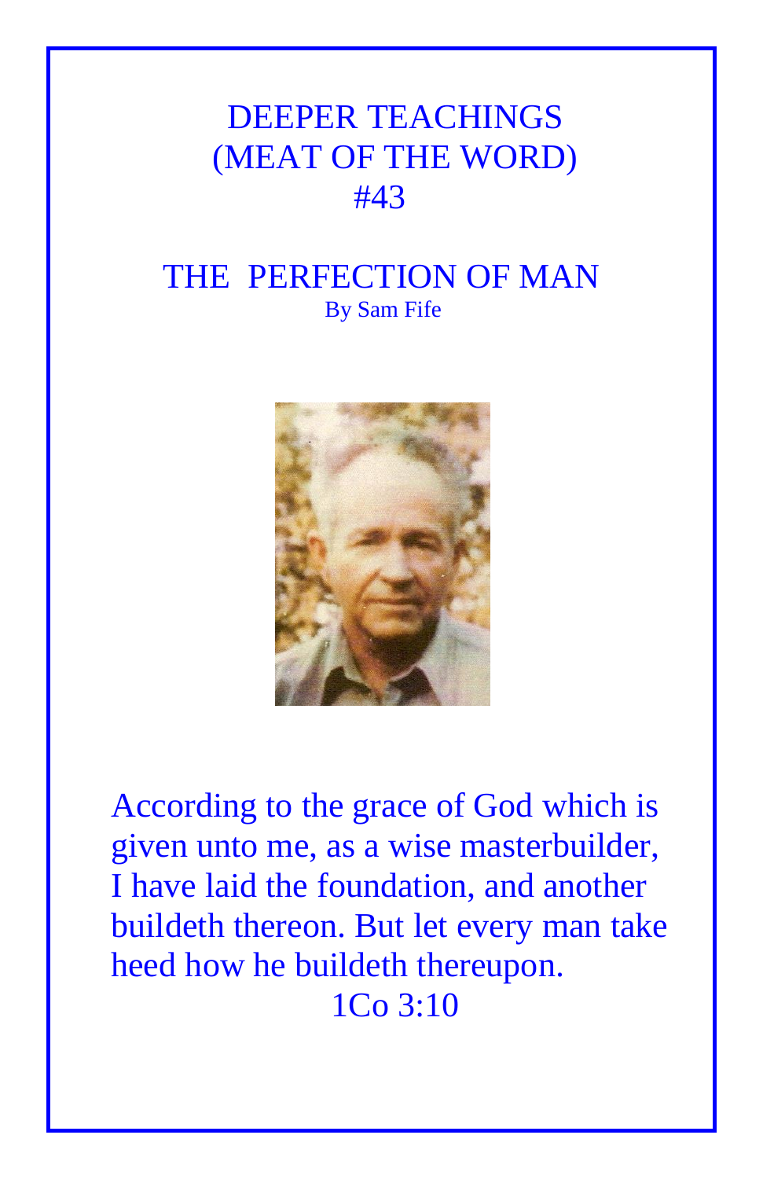# DEEPER TEACHINGS
# (MEAT OF THE WORD)
# #43

## THE PERFECTION OF MAN

By Sam Fife

According to the grace of God which is given unto me, as a wise masterbuilder, I have laid the foundation, and another buildeth thereon. But let every man take heed how he buildeth thereupon.

1Co 3:10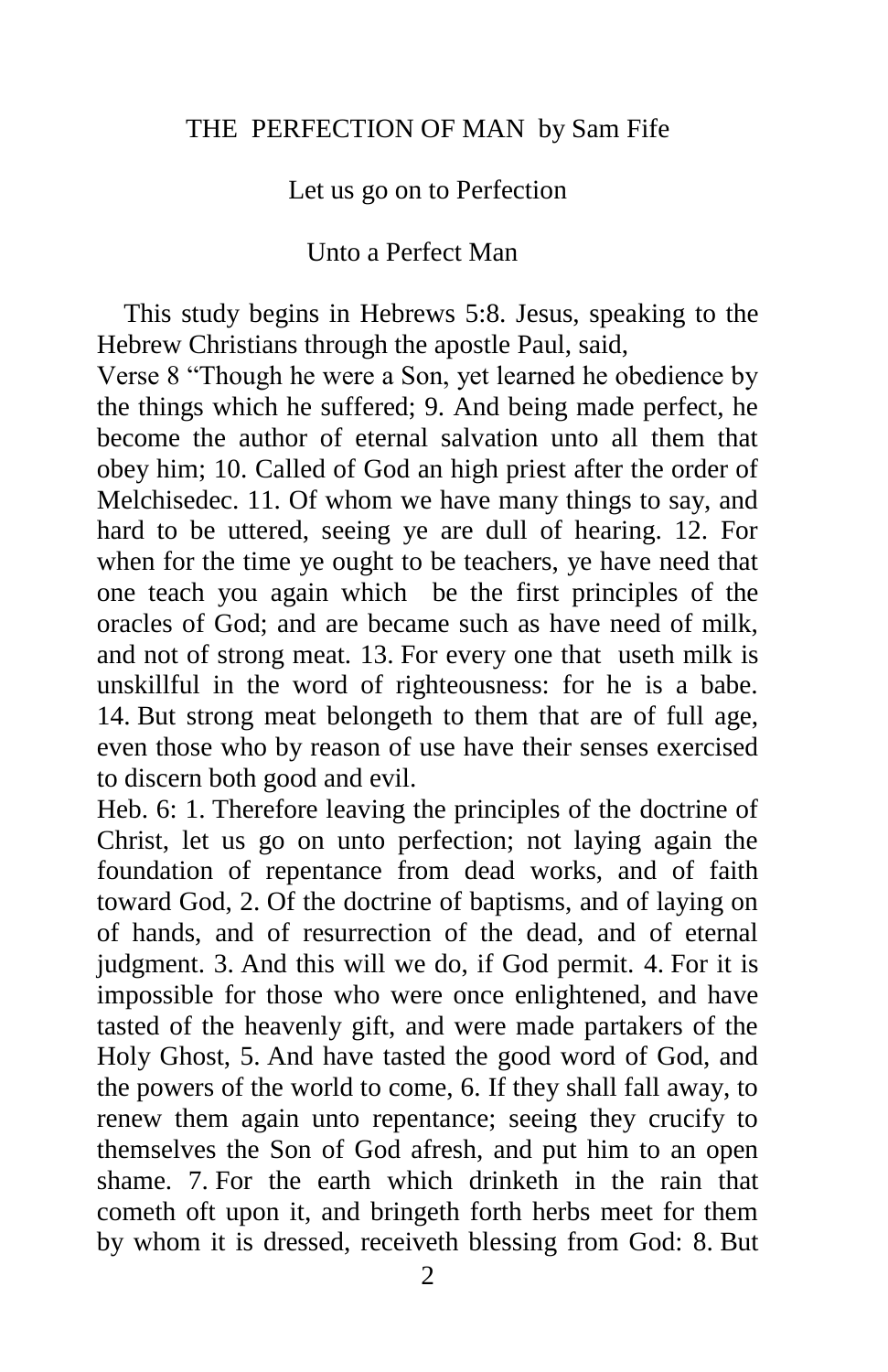# THE PERFECTION OF MAN by Sam Fife

## Let us go on to Perfection

## Unto a Perfect Man

This study begins in Hebrews 5:8. Jesus, speaking to the Hebrew Christians through the apostle Paul, said,

Verse 8 "Though he were a Son, yet learned he obedience by the things which he suffered; 9. And being made perfect, he become the author of eternal salvation unto all them that obey him; 10. Called of God an high priest after the order of Melchisedec. 11. Of whom we have many things to say, and hard to be uttered, seeing ye are dull of hearing. 12. For when for the time ye ought to be teachers, ye have need that one teach you again which be the first principles of the oracles of God; and are became such as have need of milk, and not of strong meat. 13. For every one that useth milk is unskillful in the word of righteousness: for he is a babe. 14. But strong meat belongeth to them that are of full age, even those who by reason of use have their senses exercised to discern both good and evil.

Heb. 6: 1. Therefore leaving the principles of the doctrine of Christ, let us go on unto perfection; not laying again the foundation of repentance from dead works, and of faith toward God, 2. Of the doctrine of baptisms, and of laying on of hands, and of resurrection of the dead, and of eternal judgment. 3. And this will we do, if God permit. 4. For it is impossible for those who were once enlightened, and have tasted of the heavenly gift, and were made partakers of the Holy Ghost, 5. And have tasted the good word of God, and the powers of the world to come, 6. If they shall fall away, to renew them again unto repentance; seeing they crucify to themselves the Son of God afresh, and put him to an open shame. 7. For the earth which drinketh in the rain that cometh oft upon it, and bringeth forth herbs meet for them by whom it is dressed, receiveth blessing from God: 8. But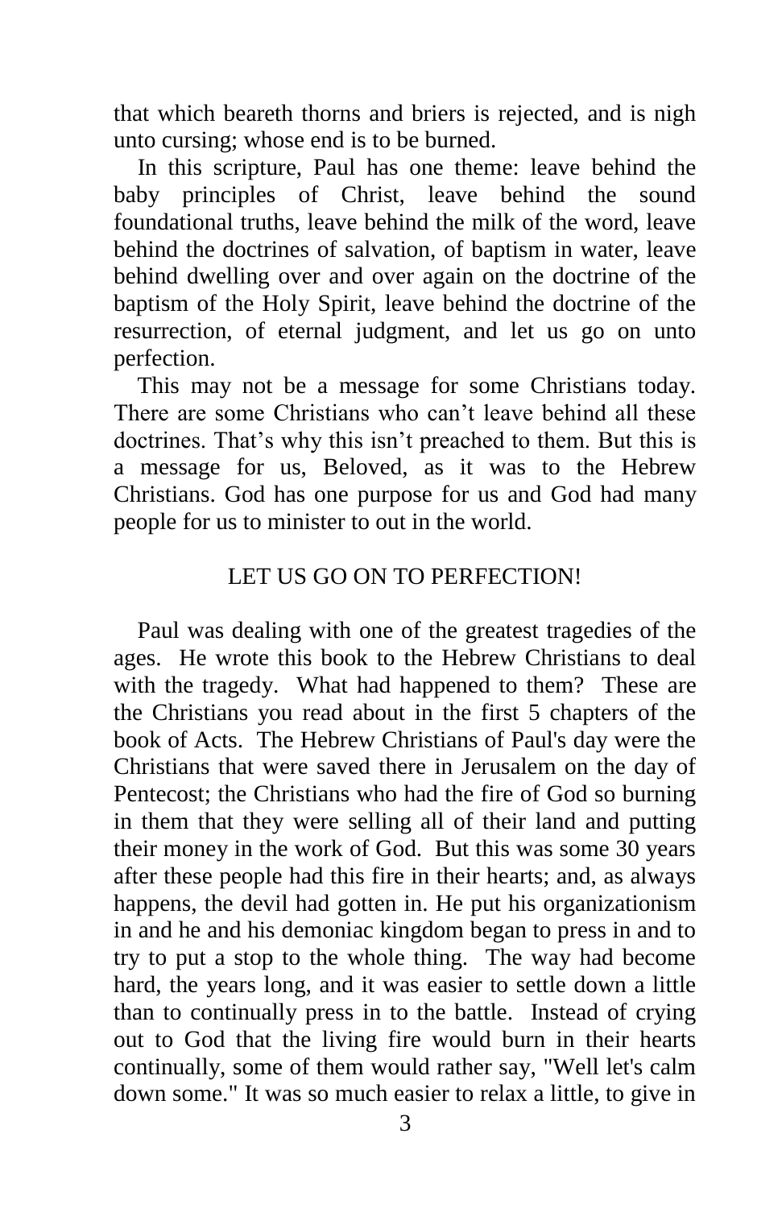that which beareth thorns and briers is rejected, and is nigh unto cursing; whose end is to be burned.

In this scripture, Paul has one theme: leave behind the baby principles of Christ, leave behind the sound foundational truths, leave behind the milk of the word, leave behind the doctrines of salvation, of baptism in water, leave behind dwelling over and over again on the doctrine of the baptism of the Holy Spirit, leave behind the doctrine of the resurrection, of eternal judgment, and let us go on unto perfection.

This may not be a message for some Christians today. There are some Christians who can't leave behind all these doctrines. That's why this isn't preached to them. But this is a message for us, Beloved, as it was to the Hebrew Christians. God has one purpose for us and God had many people for us to minister to out in the world.

## LET US GO ON TO PERFECTION!

Paul was dealing with one of the greatest tragedies of the ages. He wrote this book to the Hebrew Christians to deal with the tragedy. What had happened to them? These are the Christians you read about in the first 5 chapters of the book of Acts. The Hebrew Christians of Paul's day were the Christians that were saved there in Jerusalem on the day of Pentecost; the Christians who had the fire of God so burning in them that they were selling all of their land and putting their money in the work of God. But this was some 30 years after these people had this fire in their hearts; and, as always happens, the devil had gotten in. He put his organizationism in and he and his demoniac kingdom began to press in and to try to put a stop to the whole thing. The way had become hard, the years long, and it was easier to settle down a little than to continually press in to the battle. Instead of crying out to God that the living fire would burn in their hearts continually, some of them would rather say, "Well let's calm down some." It was so much easier to relax a little, to give in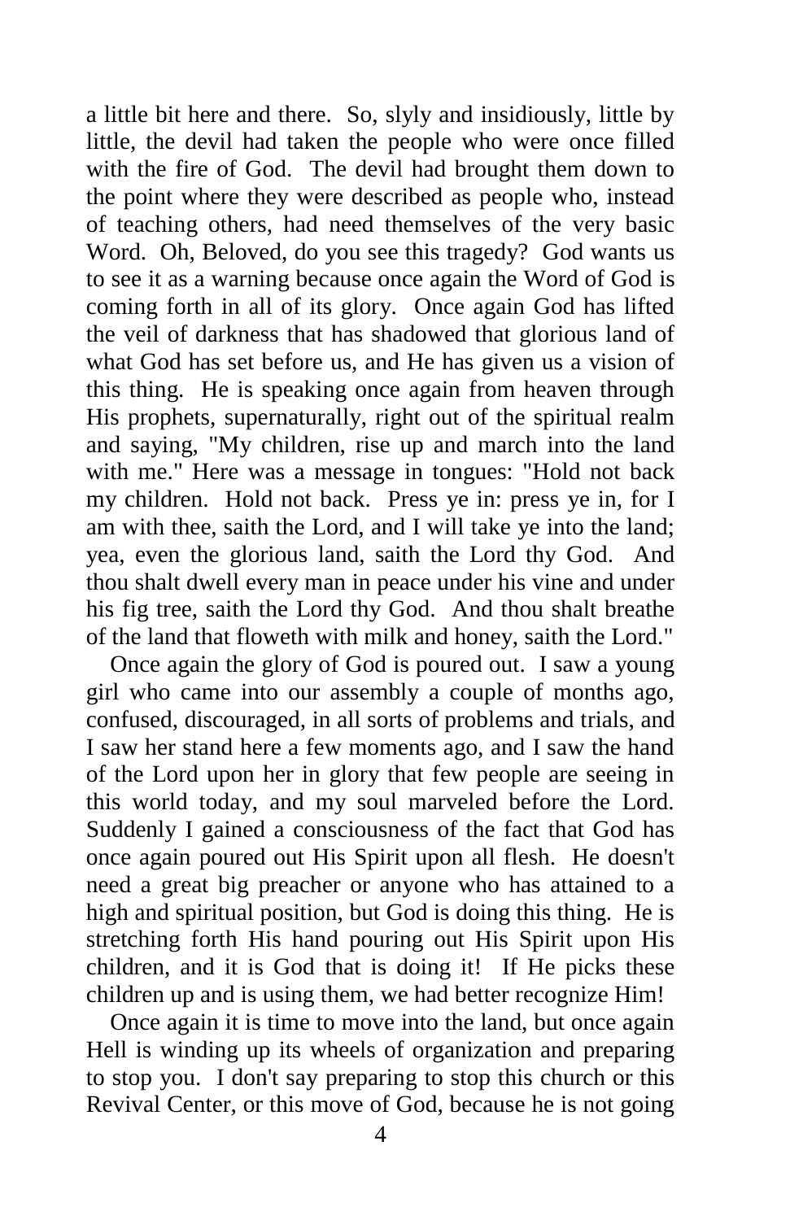a little bit here and there. So, slyly and insidiously, little by little, the devil had taken the people who were once filled with the fire of God. The devil had brought them down to the point where they were described as people who, instead of teaching others, had need themselves of the very basic Word. Oh, Beloved, do you see this tragedy? God wants us to see it as a warning because once again the Word of God is coming forth in all of its glory. Once again God has lifted the veil of darkness that has shadowed that glorious land of what God has set before us, and He has given us a vision of this thing. He is speaking once again from heaven through His prophets, supernaturally, right out of the spiritual realm and saying, "My children, rise up and march into the land with me." Here was a message in tongues: "Hold not back my children. Hold not back. Press ye in: press ye in, for I am with thee, saith the Lord, and I will take ye into the land; yea, even the glorious land, saith the Lord thy God. And thou shalt dwell every man in peace under his vine and under his fig tree, saith the Lord thy God. And thou shalt breathe of the land that floweth with milk and honey, saith the Lord."

Once again the glory of God is poured out. I saw a young girl who came into our assembly a couple of months ago, confused, discouraged, in all sorts of problems and trials, and I saw her stand here a few moments ago, and I saw the hand of the Lord upon her in glory that few people are seeing in this world today, and my soul marveled before the Lord. Suddenly I gained a consciousness of the fact that God has once again poured out His Spirit upon all flesh. He doesn't need a great big preacher or anyone who has attained to a high and spiritual position, but God is doing this thing. He is stretching forth His hand pouring out His Spirit upon His children, and it is God that is doing it! If He picks these children up and is using them, we had better recognize Him!

Once again it is time to move into the land, but once again Hell is winding up its wheels of organization and preparing to stop you. I don't say preparing to stop this church or this Revival Center, or this move of God, because he is not going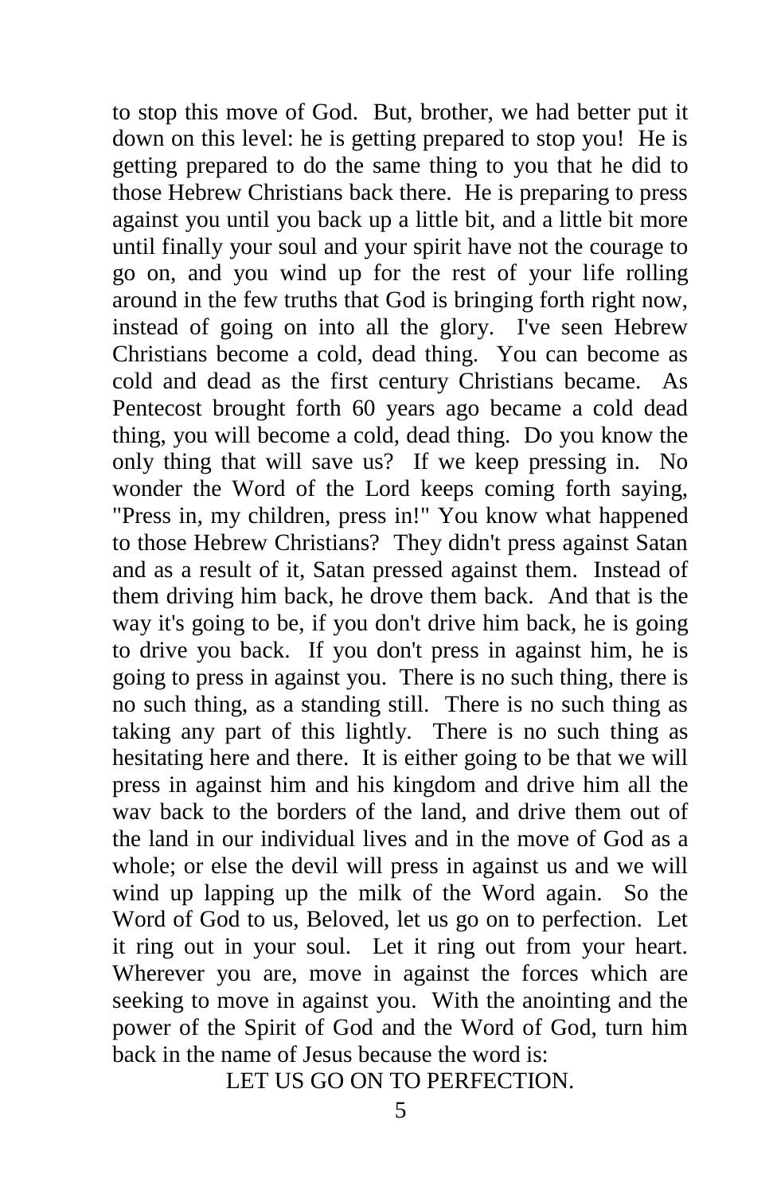to stop this move of God. But, brother, we had better put it down on this level: he is getting prepared to stop you! He is getting prepared to do the same thing to you that he did to those Hebrew Christians back there. He is preparing to press against you until you back up a little bit, and a little bit more until finally your soul and your spirit have not the courage to go on, and you wind up for the rest of your life rolling around in the few truths that God is bringing forth right now, instead of going on into all the glory. I've seen Hebrew Christians become a cold, dead thing. You can become as cold and dead as the first century Christians became. As Pentecost brought forth 60 years ago became a cold dead thing, you will become a cold, dead thing. Do you know the only thing that will save us? If we keep pressing in. No wonder the Word of the Lord keeps coming forth saying, "Press in, my children, press in!" You know what happened to those Hebrew Christians? They didn't press against Satan and as a result of it, Satan pressed against them. Instead of them driving him back, he drove them back. And that is the way it's going to be, if you don't drive him back, he is going to drive you back. If you don't press in against him, he is going to press in against you. There is no such thing, there is no such thing, as a standing still. There is no such thing as taking any part of this lightly. There is no such thing as hesitating here and there. It is either going to be that we will press in against him and his kingdom and drive him all the wav back to the borders of the land, and drive them out of the land in our individual lives and in the move of God as a whole; or else the devil will press in against us and we will wind up lapping up the milk of the Word again. So the Word of God to us, Beloved, let us go on to perfection. Let it ring out in your soul. Let it ring out from your heart. Wherever you are, move in against the forces which are seeking to move in against you. With the anointing and the power of the Spirit of God and the Word of God, turn him back in the name of Jesus because the word is:

LET US GO ON TO PERFECTION.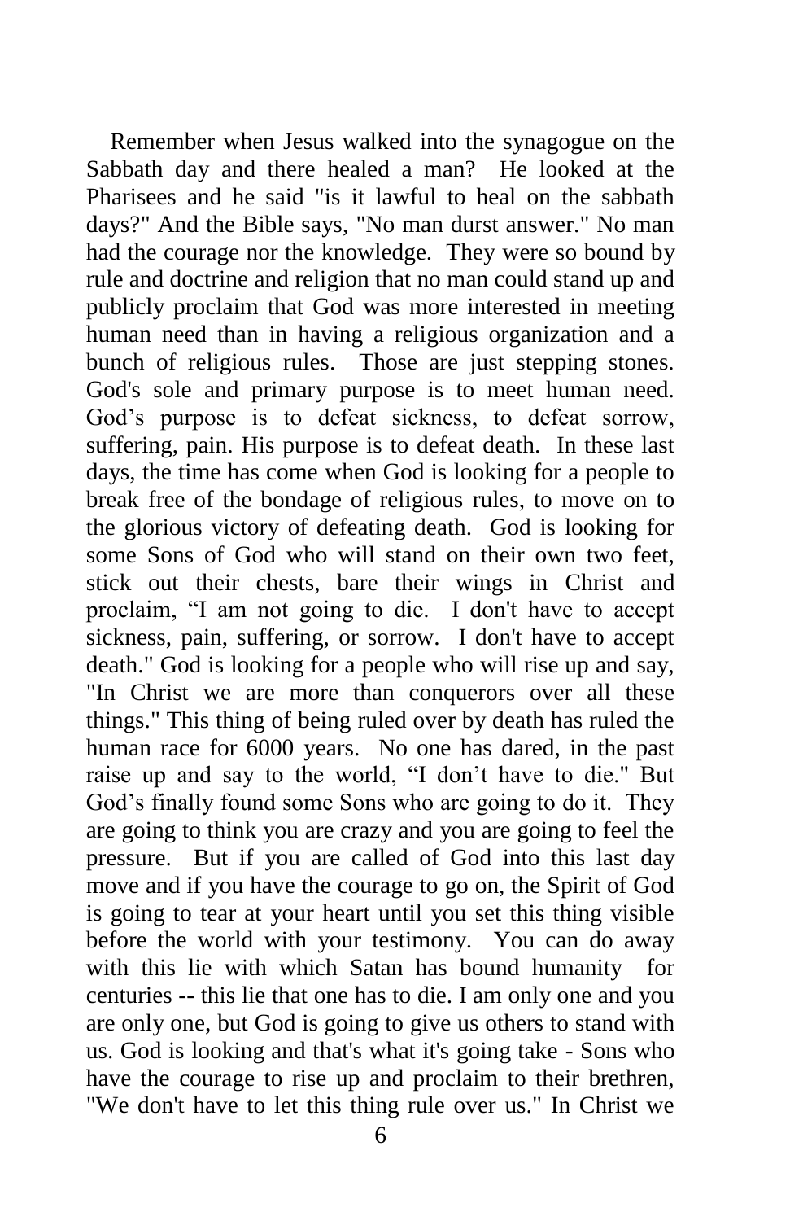Remember when Jesus walked into the synagogue on the Sabbath day and there healed a man? He looked at the Pharisees and he said "is it lawful to heal on the sabbath days?" And the Bible says, "No man durst answer." No man had the courage nor the knowledge. They were so bound by rule and doctrine and religion that no man could stand up and publicly proclaim that God was more interested in meeting human need than in having a religious organization and a bunch of religious rules. Those are just stepping stones. God's sole and primary purpose is to meet human need. God's purpose is to defeat sickness, to defeat sorrow, suffering, pain. His purpose is to defeat death. In these last days, the time has come when God is looking for a people to break free of the bondage of religious rules, to move on to the glorious victory of defeating death. God is looking for some Sons of God who will stand on their own two feet, stick out their chests, bare their wings in Christ and proclaim, "I am not going to die. I don't have to accept sickness, pain, suffering, or sorrow. I don't have to accept death." God is looking for a people who will rise up and say, "In Christ we are more than conquerors over all these things." This thing of being ruled over by death has ruled the human race for 6000 years. No one has dared, in the past raise up and say to the world, "I don't have to die." But God's finally found some Sons who are going to do it. They are going to think you are crazy and you are going to feel the pressure. But if you are called of God into this last day move and if you have the courage to go on, the Spirit of God is going to tear at your heart until you set this thing visible before the world with your testimony. You can do away with this lie with which Satan has bound humanity for centuries -- this lie that one has to die. I am only one and you are only one, but God is going to give us others to stand with us. God is looking and that's what it's going take - Sons who have the courage to rise up and proclaim to their brethren, "We don't have to let this thing rule over us." In Christ we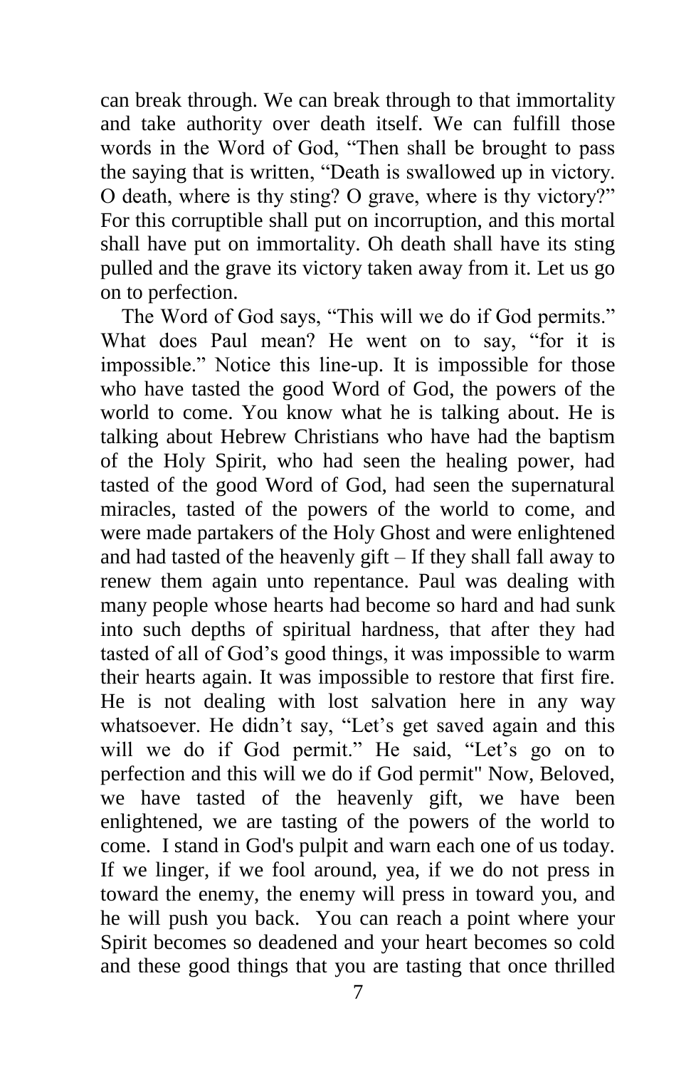can break through. We can break through to that immortality and take authority over death itself. We can fulfill those words in the Word of God, "Then shall be brought to pass the saying that is written, "Death is swallowed up in victory. O death, where is thy sting? O grave, where is thy victory?" For this corruptible shall put on incorruption, and this mortal shall have put on immortality. Oh death shall have its sting pulled and the grave its victory taken away from it. Let us go on to perfection.

The Word of God says, "This will we do if God permits." What does Paul mean? He went on to say, "for it is impossible." Notice this line-up. It is impossible for those who have tasted the good Word of God, the powers of the world to come. You know what he is talking about. He is talking about Hebrew Christians who have had the baptism of the Holy Spirit, who had seen the healing power, had tasted of the good Word of God, had seen the supernatural miracles, tasted of the powers of the world to come, and were made partakers of the Holy Ghost and were enlightened and had tasted of the heavenly gift – If they shall fall away to renew them again unto repentance. Paul was dealing with many people whose hearts had become so hard and had sunk into such depths of spiritual hardness, that after they had tasted of all of God's good things, it was impossible to warm their hearts again. It was impossible to restore that first fire. He is not dealing with lost salvation here in any way whatsoever. He didn't say, "Let's get saved again and this will we do if God permit." He said, "Let's go on to perfection and this will we do if God permit" Now, Beloved, we have tasted of the heavenly gift, we have been enlightened, we are tasting of the powers of the world to come. I stand in God's pulpit and warn each one of us today. If we linger, if we fool around, yea, if we do not press in toward the enemy, the enemy will press in toward you, and he will push you back. You can reach a point where your Spirit becomes so deadened and your heart becomes so cold and these good things that you are tasting that once thrilled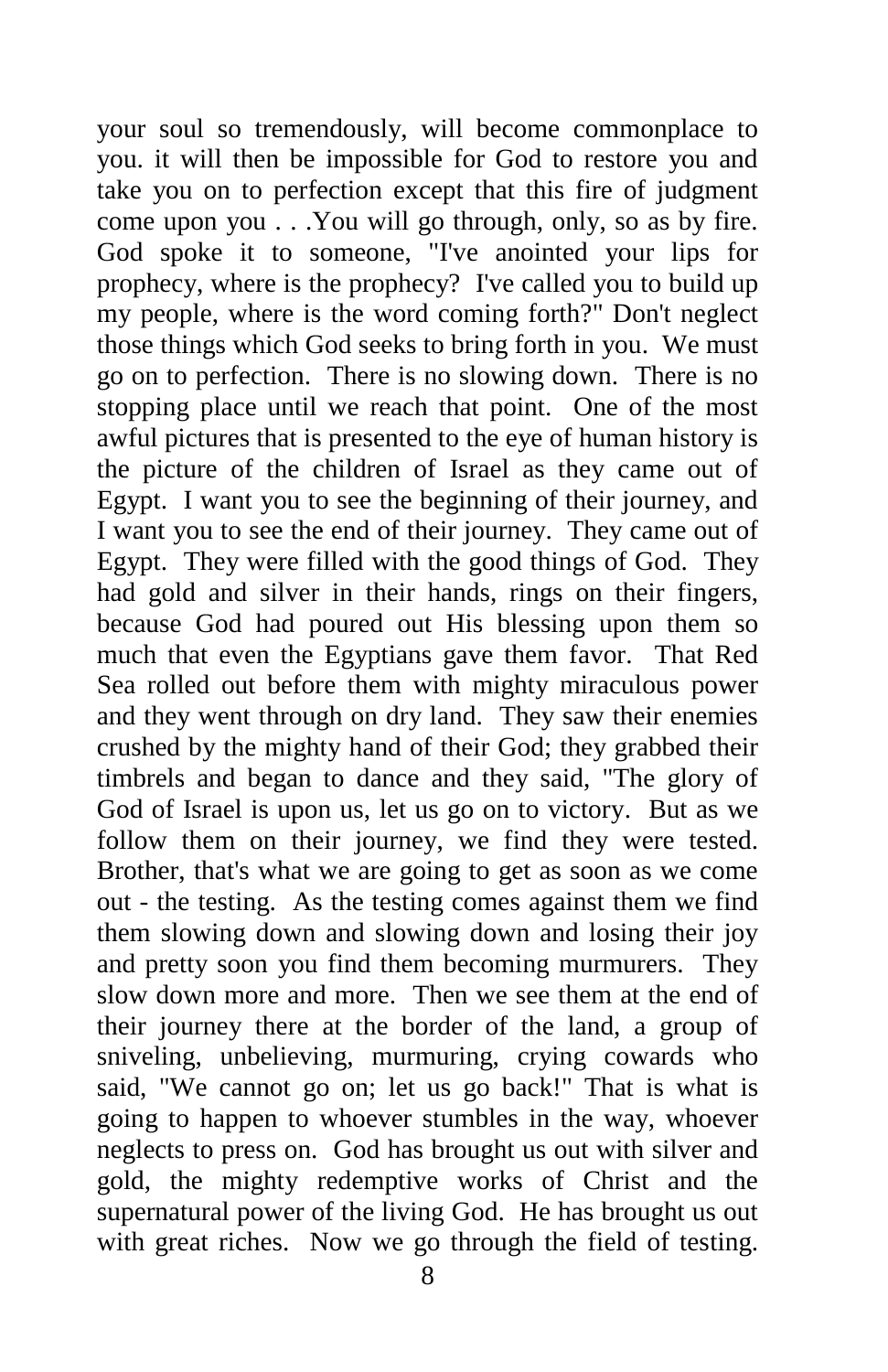your soul so tremendously, will become commonplace to you. it will then be impossible for God to restore you and take you on to perfection except that this fire of judgment come upon you . . .You will go through, only, so as by fire. God spoke it to someone, "I've anointed your lips for prophecy, where is the prophecy? I've called you to build up my people, where is the word coming forth?" Don't neglect those things which God seeks to bring forth in you. We must go on to perfection. There is no slowing down. There is no stopping place until we reach that point. One of the most awful pictures that is presented to the eye of human history is the picture of the children of Israel as they came out of Egypt. I want you to see the beginning of their journey, and I want you to see the end of their journey. They came out of Egypt. They were filled with the good things of God. They had gold and silver in their hands, rings on their fingers, because God had poured out His blessing upon them so much that even the Egyptians gave them favor. That Red Sea rolled out before them with mighty miraculous power and they went through on dry land. They saw their enemies crushed by the mighty hand of their God; they grabbed their timbrels and began to dance and they said, "The glory of God of Israel is upon us, let us go on to victory. But as we follow them on their journey, we find they were tested. Brother, that's what we are going to get as soon as we come out - the testing. As the testing comes against them we find them slowing down and slowing down and losing their joy and pretty soon you find them becoming murmurers. They slow down more and more. Then we see them at the end of their journey there at the border of the land, a group of sniveling, unbelieving, murmuring, crying cowards who said, "We cannot go on; let us go back!" That is what is going to happen to whoever stumbles in the way, whoever neglects to press on. God has brought us out with silver and gold, the mighty redemptive works of Christ and the supernatural power of the living God. He has brought us out with great riches. Now we go through the field of testing.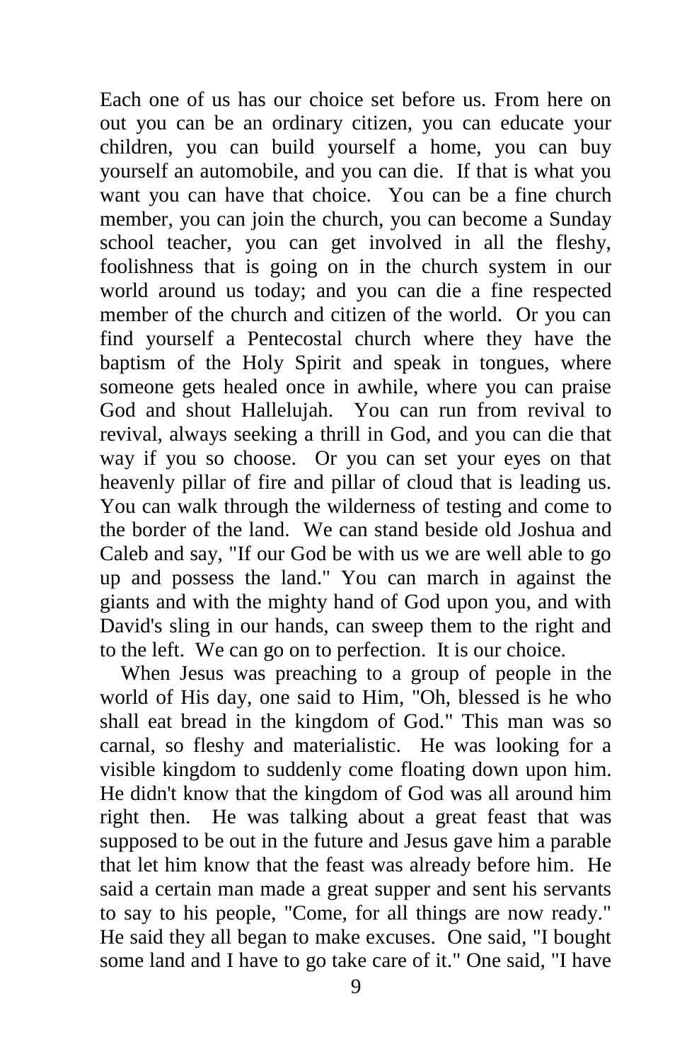Each one of us has our choice set before us. From here on out you can be an ordinary citizen, you can educate your children, you can build yourself a home, you can buy yourself an automobile, and you can die. If that is what you want you can have that choice. You can be a fine church member, you can join the church, you can become a Sunday school teacher, you can get involved in all the fleshy, foolishness that is going on in the church system in our world around us today; and you can die a fine respected member of the church and citizen of the world. Or you can find yourself a Pentecostal church where they have the baptism of the Holy Spirit and speak in tongues, where someone gets healed once in awhile, where you can praise God and shout Hallelujah. You can run from revival to revival, always seeking a thrill in God, and you can die that way if you so choose. Or you can set your eyes on that heavenly pillar of fire and pillar of cloud that is leading us. You can walk through the wilderness of testing and come to the border of the land. We can stand beside old Joshua and Caleb and say, "If our God be with us we are well able to go up and possess the land." You can march in against the giants and with the mighty hand of God upon you, and with David's sling in our hands, can sweep them to the right and to the left. We can go on to perfection. It is our choice.

When Jesus was preaching to a group of people in the world of His day, one said to Him, "Oh, blessed is he who shall eat bread in the kingdom of God." This man was so carnal, so fleshy and materialistic. He was looking for a visible kingdom to suddenly come floating down upon him. He didn't know that the kingdom of God was all around him right then. He was talking about a great feast that was supposed to be out in the future and Jesus gave him a parable that let him know that the feast was already before him. He said a certain man made a great supper and sent his servants to say to his people, "Come, for all things are now ready." He said they all began to make excuses. One said, "I bought some land and I have to go take care of it." One said, "I have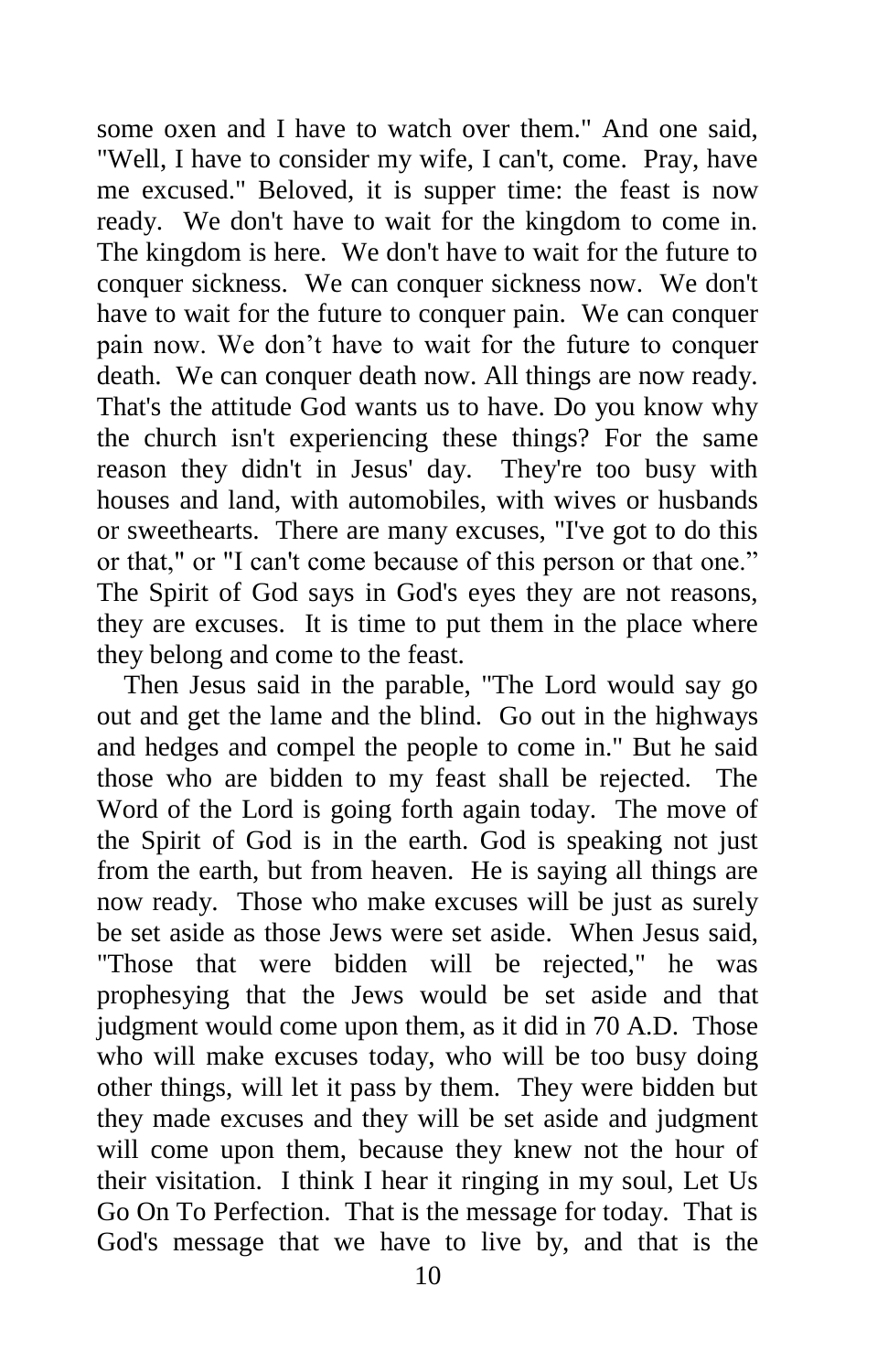some oxen and I have to watch over them." And one said, "Well, I have to consider my wife, I can't, come. Pray, have me excused." Beloved, it is supper time: the feast is now ready. We don't have to wait for the kingdom to come in. The kingdom is here. We don't have to wait for the future to conquer sickness. We can conquer sickness now. We don't have to wait for the future to conquer pain. We can conquer pain now. We don't have to wait for the future to conquer death. We can conquer death now. All things are now ready. That's the attitude God wants us to have. Do you know why the church isn't experiencing these things? For the same reason they didn't in Jesus' day. They're too busy with houses and land, with automobiles, with wives or husbands or sweethearts. There are many excuses, "I've got to do this or that," or "I can't come because of this person or that one." The Spirit of God says in God's eyes they are not reasons, they are excuses. It is time to put them in the place where they belong and come to the feast.

Then Jesus said in the parable, "The Lord would say go out and get the lame and the blind. Go out in the highways and hedges and compel the people to come in." But he said those who are bidden to my feast shall be rejected. The Word of the Lord is going forth again today. The move of the Spirit of God is in the earth. God is speaking not just from the earth, but from heaven. He is saying all things are now ready. Those who make excuses will be just as surely be set aside as those Jews were set aside. When Jesus said, "Those that were bidden will be rejected," he was prophesying that the Jews would be set aside and that judgment would come upon them, as it did in 70 A.D. Those who will make excuses today, who will be too busy doing other things, will let it pass by them. They were bidden but they made excuses and they will be set aside and judgment will come upon them, because they knew not the hour of their visitation. I think I hear it ringing in my soul, Let Us Go On To Perfection. That is the message for today. That is God's message that we have to live by, and that is the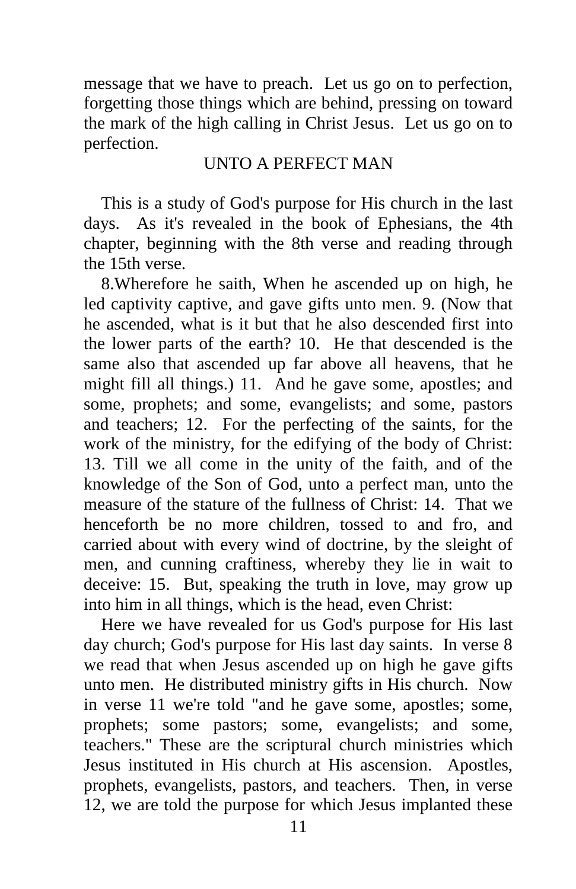message that we have to preach. Let us go on to perfection, forgetting those things which are behind, pressing on toward the mark of the high calling in Christ Jesus. Let us go on to perfection.

## UNTO A PERFECT MAN

This is a study of God's purpose for His church in the last days. As it's revealed in the book of Ephesians, the 4th chapter, beginning with the 8th verse and reading through the 15th verse.

8.Wherefore he saith, When he ascended up on high, he led captivity captive, and gave gifts unto men. 9. (Now that he ascended, what is it but that he also descended first into the lower parts of the earth? 10. He that descended is the same also that ascended up far above all heavens, that he might fill all things.) 11. And he gave some, apostles; and some, prophets; and some, evangelists; and some, pastors and teachers; 12. For the perfecting of the saints, for the work of the ministry, for the edifying of the body of Christ: 13. Till we all come in the unity of the faith, and of the knowledge of the Son of God, unto a perfect man, unto the measure of the stature of the fullness of Christ: 14. That we henceforth be no more children, tossed to and fro, and carried about with every wind of doctrine, by the sleight of men, and cunning craftiness, whereby they lie in wait to deceive: 15. But, speaking the truth in love, may grow up into him in all things, which is the head, even Christ:

Here we have revealed for us God's purpose for His last day church; God's purpose for His last day saints. In verse 8 we read that when Jesus ascended up on high he gave gifts unto men. He distributed ministry gifts in His church. Now in verse 11 we're told "and he gave some, apostles; some, prophets; some pastors; some, evangelists; and some, teachers." These are the scriptural church ministries which Jesus instituted in His church at His ascension. Apostles, prophets, evangelists, pastors, and teachers. Then, in verse 12, we are told the purpose for which Jesus implanted these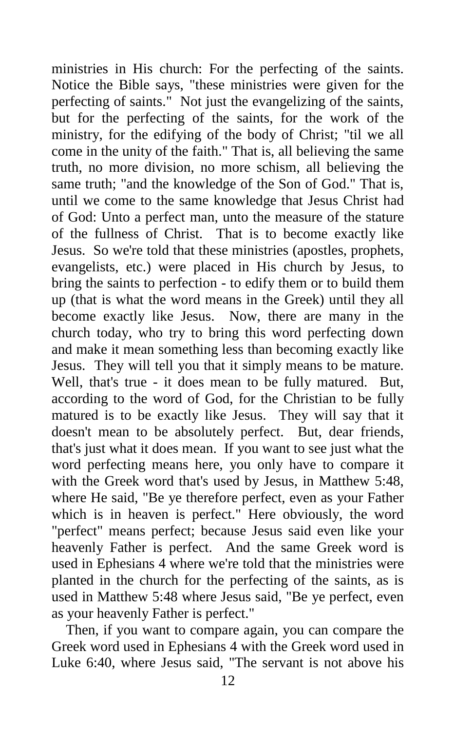ministries in His church: For the perfecting of the saints. Notice the Bible says, "these ministries were given for the perfecting of saints." Not just the evangelizing of the saints, but for the perfecting of the saints, for the work of the ministry, for the edifying of the body of Christ; "til we all come in the unity of the faith." That is, all believing the same truth, no more division, no more schism, all believing the same truth; "and the knowledge of the Son of God." That is, until we come to the same knowledge that Jesus Christ had of God: Unto a perfect man, unto the measure of the stature of the fullness of Christ. That is to become exactly like Jesus. So we're told that these ministries (apostles, prophets, evangelists, etc.) were placed in His church by Jesus, to bring the saints to perfection - to edify them or to build them up (that is what the word means in the Greek) until they all become exactly like Jesus. Now, there are many in the church today, who try to bring this word perfecting down and make it mean something less than becoming exactly like Jesus. They will tell you that it simply means to be mature. Well, that's true - it does mean to be fully matured. But, according to the word of God, for the Christian to be fully matured is to be exactly like Jesus. They will say that it doesn't mean to be absolutely perfect. But, dear friends, that's just what it does mean. If you want to see just what the word perfecting means here, you only have to compare it with the Greek word that's used by Jesus, in Matthew 5:48, where He said, "Be ye therefore perfect, even as your Father which is in heaven is perfect." Here obviously, the word "perfect" means perfect; because Jesus said even like your heavenly Father is perfect. And the same Greek word is used in Ephesians 4 where we're told that the ministries were planted in the church for the perfecting of the saints, as is used in Matthew 5:48 where Jesus said, "Be ye perfect, even as your heavenly Father is perfect."

Then, if you want to compare again, you can compare the Greek word used in Ephesians 4 with the Greek word used in Luke 6:40, where Jesus said, "The servant is not above his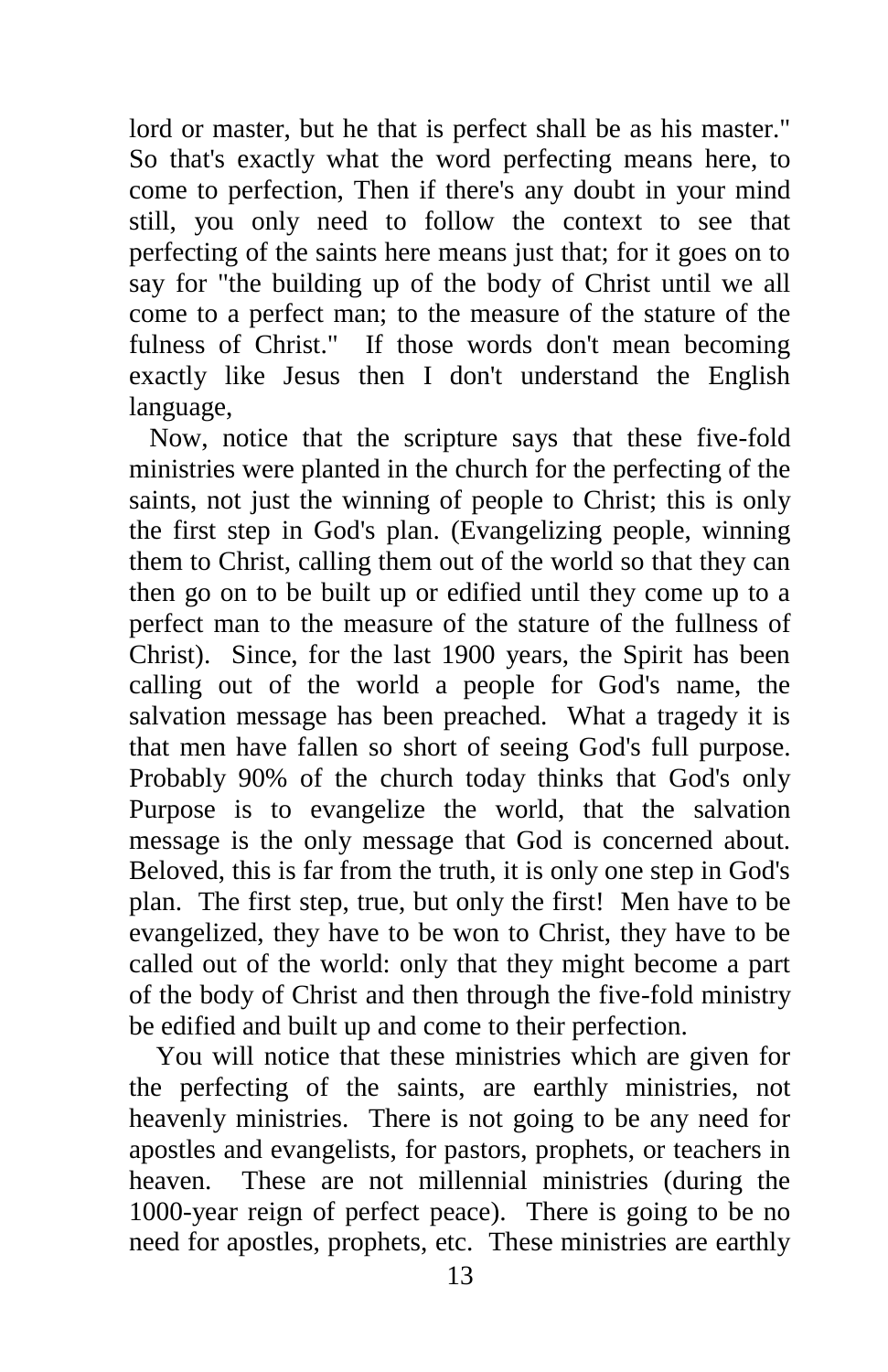lord or master, but he that is perfect shall be as his master." So that's exactly what the word perfecting means here, to come to perfection, Then if there's any doubt in your mind still, you only need to follow the context to see that perfecting of the saints here means just that; for it goes on to say for "the building up of the body of Christ until we all come to a perfect man; to the measure of the stature of the fulness of Christ." If those words don't mean becoming exactly like Jesus then I don't understand the English language,

Now, notice that the scripture says that these five-fold ministries were planted in the church for the perfecting of the saints, not just the winning of people to Christ; this is only the first step in God's plan. (Evangelizing people, winning them to Christ, calling them out of the world so that they can then go on to be built up or edified until they come up to a perfect man to the measure of the stature of the fullness of Christ). Since, for the last 1900 years, the Spirit has been calling out of the world a people for God's name, the salvation message has been preached. What a tragedy it is that men have fallen so short of seeing God's full purpose. Probably 90% of the church today thinks that God's only Purpose is to evangelize the world, that the salvation message is the only message that God is concerned about. Beloved, this is far from the truth, it is only one step in God's plan. The first step, true, but only the first! Men have to be evangelized, they have to be won to Christ, they have to be called out of the world: only that they might become a part of the body of Christ and then through the five-fold ministry be edified and built up and come to their perfection.

You will notice that these ministries which are given for the perfecting of the saints, are earthly ministries, not heavenly ministries. There is not going to be any need for apostles and evangelists, for pastors, prophets, or teachers in heaven. These are not millennial ministries (during the 1000-year reign of perfect peace). There is going to be no need for apostles, prophets, etc. These ministries are earthly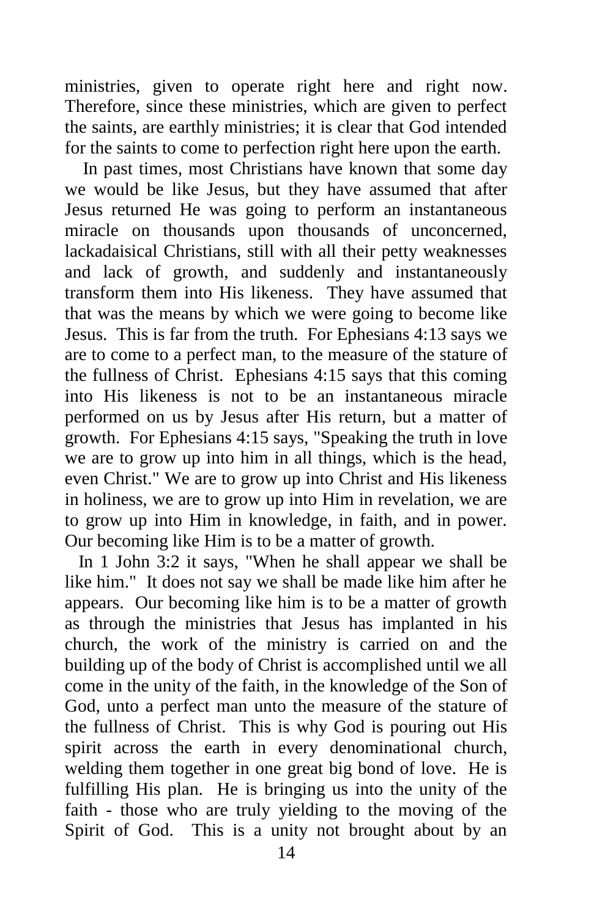ministries, given to operate right here and right now. Therefore, since these ministries, which are given to perfect the saints, are earthly ministries; it is clear that God intended for the saints to come to perfection right here upon the earth.

In past times, most Christians have known that some day we would be like Jesus, but they have assumed that after Jesus returned He was going to perform an instantaneous miracle on thousands upon thousands of unconcerned, lackadaisical Christians, still with all their petty weaknesses and lack of growth, and suddenly and instantaneously transform them into His likeness. They have assumed that that was the means by which we were going to become like Jesus. This is far from the truth. For Ephesians 4:13 says we are to come to a perfect man, to the measure of the stature of the fullness of Christ. Ephesians 4:15 says that this coming into His likeness is not to be an instantaneous miracle performed on us by Jesus after His return, but a matter of growth. For Ephesians 4:15 says, "Speaking the truth in love we are to grow up into him in all things, which is the head, even Christ." We are to grow up into Christ and His likeness in holiness, we are to grow up into Him in revelation, we are to grow up into Him in knowledge, in faith, and in power. Our becoming like Him is to be a matter of growth.

In 1 John 3:2 it says, "When he shall appear we shall be like him." It does not say we shall be made like him after he appears. Our becoming like him is to be a matter of growth as through the ministries that Jesus has implanted in his church, the work of the ministry is carried on and the building up of the body of Christ is accomplished until we all come in the unity of the faith, in the knowledge of the Son of God, unto a perfect man unto the measure of the stature of the fullness of Christ. This is why God is pouring out His spirit across the earth in every denominational church, welding them together in one great big bond of love. He is fulfilling His plan. He is bringing us into the unity of the faith - those who are truly yielding to the moving of the Spirit of God. This is a unity not brought about by an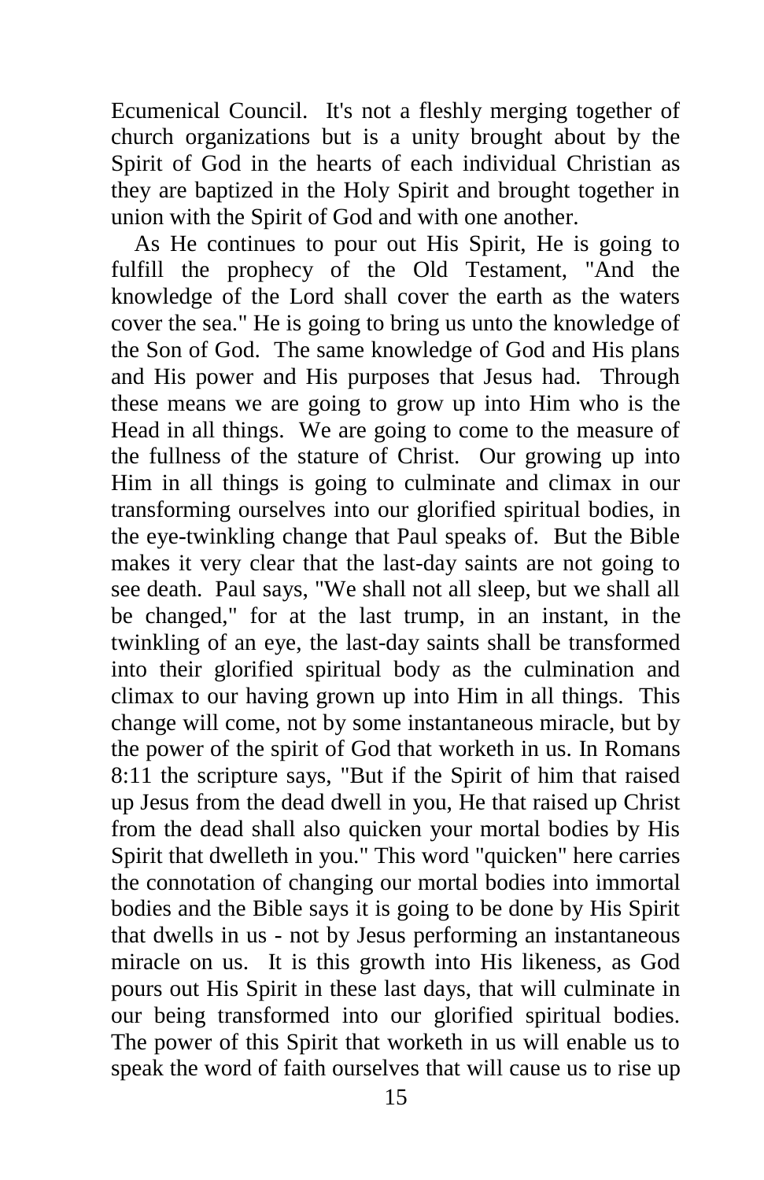Ecumenical Council. It's not a fleshly merging together of church organizations but is a unity brought about by the Spirit of God in the hearts of each individual Christian as they are baptized in the Holy Spirit and brought together in union with the Spirit of God and with one another.

As He continues to pour out His Spirit, He is going to fulfill the prophecy of the Old Testament, "And the knowledge of the Lord shall cover the earth as the waters cover the sea." He is going to bring us unto the knowledge of the Son of God. The same knowledge of God and His plans and His power and His purposes that Jesus had. Through these means we are going to grow up into Him who is the Head in all things. We are going to come to the measure of the fullness of the stature of Christ. Our growing up into Him in all things is going to culminate and climax in our transforming ourselves into our glorified spiritual bodies, in the eye-twinkling change that Paul speaks of. But the Bible makes it very clear that the last-day saints are not going to see death. Paul says, "We shall not all sleep, but we shall all be changed," for at the last trump, in an instant, in the twinkling of an eye, the last-day saints shall be transformed into their glorified spiritual body as the culmination and climax to our having grown up into Him in all things. This change will come, not by some instantaneous miracle, but by the power of the spirit of God that worketh in us. In Romans 8:11 the scripture says, "But if the Spirit of him that raised up Jesus from the dead dwell in you, He that raised up Christ from the dead shall also quicken your mortal bodies by His Spirit that dwelleth in you." This word "quicken" here carries the connotation of changing our mortal bodies into immortal bodies and the Bible says it is going to be done by His Spirit that dwells in us - not by Jesus performing an instantaneous miracle on us. It is this growth into His likeness, as God pours out His Spirit in these last days, that will culminate in our being transformed into our glorified spiritual bodies. The power of this Spirit that worketh in us will enable us to speak the word of faith ourselves that will cause us to rise up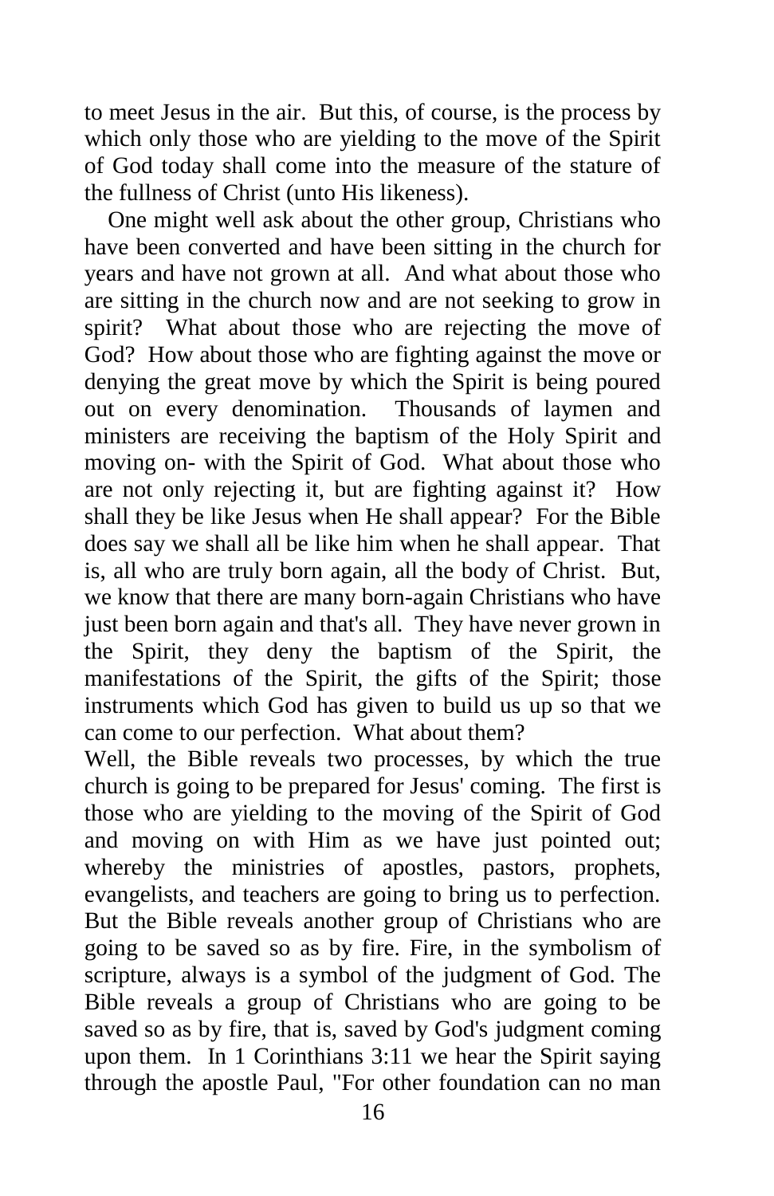to meet Jesus in the air. But this, of course, is the process by which only those who are yielding to the move of the Spirit of God today shall come into the measure of the stature of the fullness of Christ (unto His likeness).

One might well ask about the other group, Christians who have been converted and have been sitting in the church for years and have not grown at all. And what about those who are sitting in the church now and are not seeking to grow in spirit? What about those who are rejecting the move of God? How about those who are fighting against the move or denying the great move by which the Spirit is being poured out on every denomination. Thousands of laymen and ministers are receiving the baptism of the Holy Spirit and moving on- with the Spirit of God. What about those who are not only rejecting it, but are fighting against it? How shall they be like Jesus when He shall appear? For the Bible does say we shall all be like him when he shall appear. That is, all who are truly born again, all the body of Christ. But, we know that there are many born-again Christians who have just been born again and that's all. They have never grown in the Spirit, they deny the baptism of the Spirit, the manifestations of the Spirit, the gifts of the Spirit; those instruments which God has given to build us up so that we can come to our perfection. What about them?

Well, the Bible reveals two processes, by which the true church is going to be prepared for Jesus' coming. The first is those who are yielding to the moving of the Spirit of God and moving on with Him as we have just pointed out; whereby the ministries of apostles, pastors, prophets, evangelists, and teachers are going to bring us to perfection. But the Bible reveals another group of Christians who are going to be saved so as by fire. Fire, in the symbolism of scripture, always is a symbol of the judgment of God. The Bible reveals a group of Christians who are going to be saved so as by fire, that is, saved by God's judgment coming upon them. In 1 Corinthians 3:11 we hear the Spirit saying through the apostle Paul, "For other foundation can no man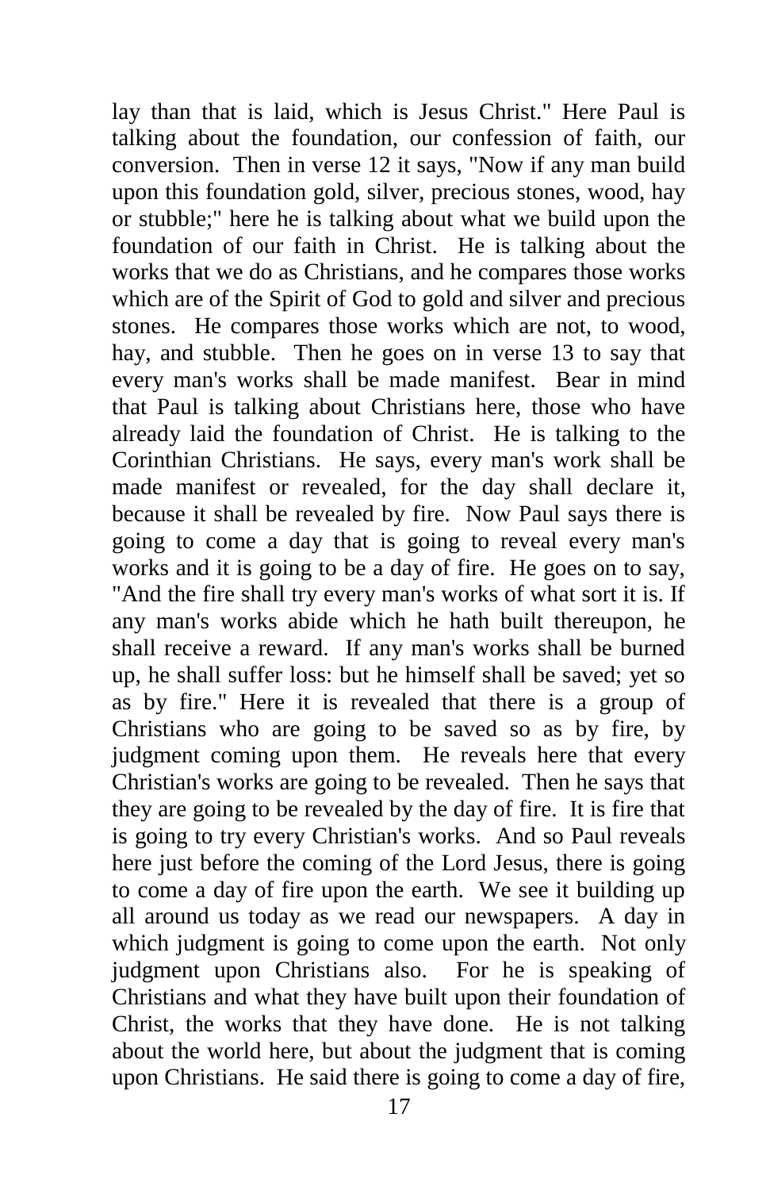lay than that is laid, which is Jesus Christ." Here Paul is talking about the foundation, our confession of faith, our conversion. Then in verse 12 it says, "Now if any man build upon this foundation gold, silver, precious stones, wood, hay or stubble;" here he is talking about what we build upon the foundation of our faith in Christ. He is talking about the works that we do as Christians, and he compares those works which are of the Spirit of God to gold and silver and precious stones. He compares those works which are not, to wood, hay, and stubble. Then he goes on in verse 13 to say that every man's works shall be made manifest. Bear in mind that Paul is talking about Christians here, those who have already laid the foundation of Christ. He is talking to the Corinthian Christians. He says, every man's work shall be made manifest or revealed, for the day shall declare it, because it shall be revealed by fire. Now Paul says there is going to come a day that is going to reveal every man's works and it is going to be a day of fire. He goes on to say, "And the fire shall try every man's works of what sort it is. If any man's works abide which he hath built thereupon, he shall receive a reward. If any man's works shall be burned up, he shall suffer loss: but he himself shall be saved; yet so as by fire." Here it is revealed that there is a group of Christians who are going to be saved so as by fire, by judgment coming upon them. He reveals here that every Christian's works are going to be revealed. Then he says that they are going to be revealed by the day of fire. It is fire that is going to try every Christian's works. And so Paul reveals here just before the coming of the Lord Jesus, there is going to come a day of fire upon the earth. We see it building up all around us today as we read our newspapers. A day in which judgment is going to come upon the earth. Not only judgment upon Christians also. For he is speaking of Christians and what they have built upon their foundation of Christ, the works that they have done. He is not talking about the world here, but about the judgment that is coming upon Christians. He said there is going to come a day of fire,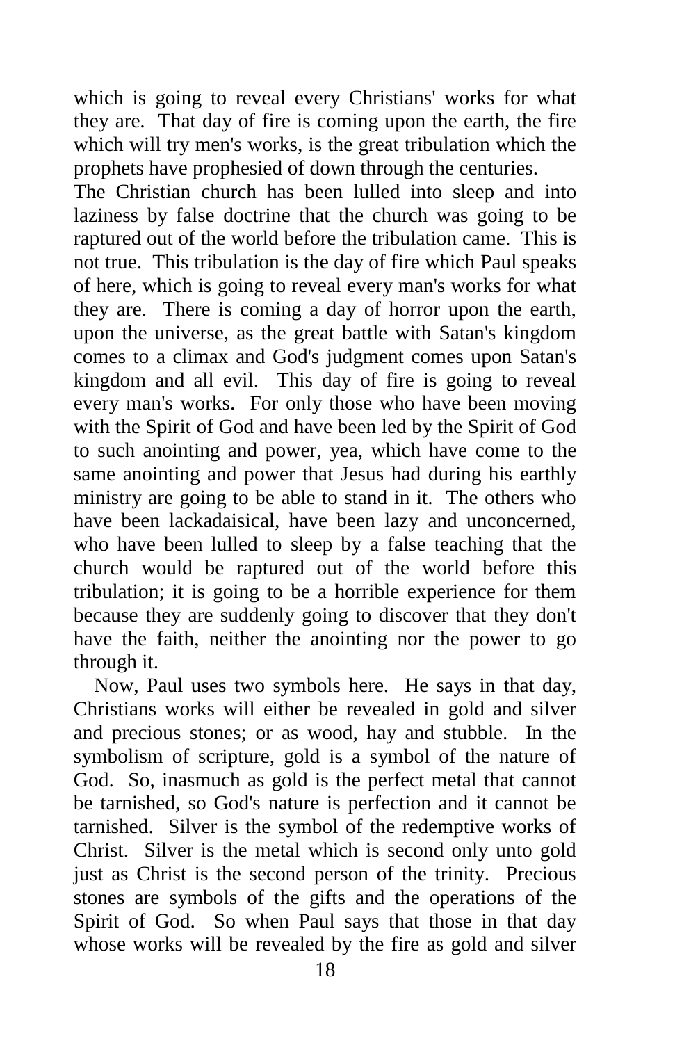which is going to reveal every Christians' works for what they are. That day of fire is coming upon the earth, the fire which will try men's works, is the great tribulation which the prophets have prophesied of down through the centuries.

The Christian church has been lulled into sleep and into laziness by false doctrine that the church was going to be raptured out of the world before the tribulation came. This is not true. This tribulation is the day of fire which Paul speaks of here, which is going to reveal every man's works for what they are. There is coming a day of horror upon the earth, upon the universe, as the great battle with Satan's kingdom comes to a climax and God's judgment comes upon Satan's kingdom and all evil. This day of fire is going to reveal every man's works. For only those who have been moving with the Spirit of God and have been led by the Spirit of God to such anointing and power, yea, which have come to the same anointing and power that Jesus had during his earthly ministry are going to be able to stand in it. The others who have been lackadaisical, have been lazy and unconcerned, who have been lulled to sleep by a false teaching that the church would be raptured out of the world before this tribulation; it is going to be a horrible experience for them because they are suddenly going to discover that they don't have the faith, neither the anointing nor the power to go through it.

Now, Paul uses two symbols here. He says in that day, Christians works will either be revealed in gold and silver and precious stones; or as wood, hay and stubble. In the symbolism of scripture, gold is a symbol of the nature of God. So, inasmuch as gold is the perfect metal that cannot be tarnished, so God's nature is perfection and it cannot be tarnished. Silver is the symbol of the redemptive works of Christ. Silver is the metal which is second only unto gold just as Christ is the second person of the trinity. Precious stones are symbols of the gifts and the operations of the Spirit of God. So when Paul says that those in that day whose works will be revealed by the fire as gold and silver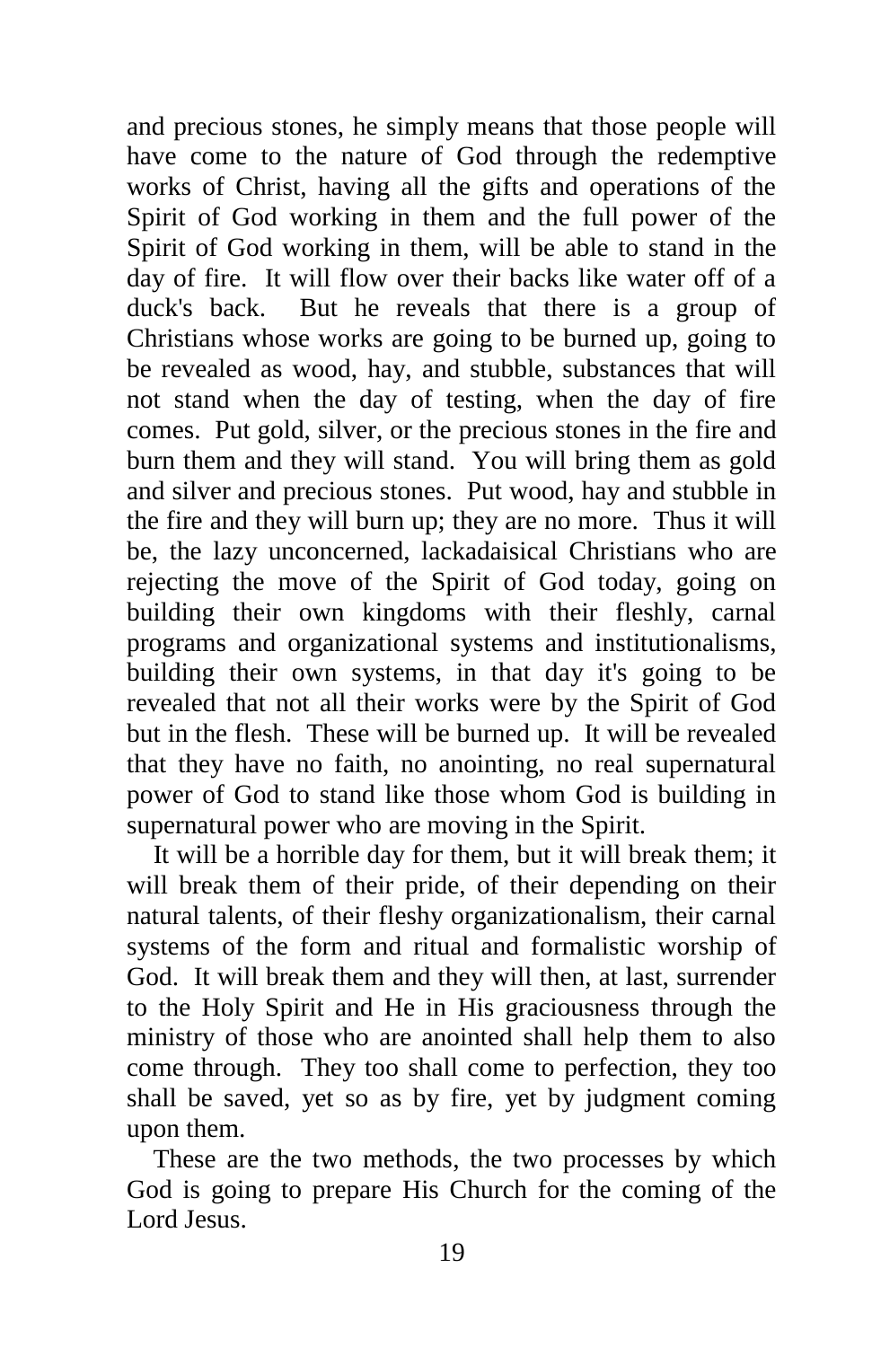and precious stones, he simply means that those people will have come to the nature of God through the redemptive works of Christ, having all the gifts and operations of the Spirit of God working in them and the full power of the Spirit of God working in them, will be able to stand in the day of fire. It will flow over their backs like water off of a duck's back. But he reveals that there is a group of Christians whose works are going to be burned up, going to be revealed as wood, hay, and stubble, substances that will not stand when the day of testing, when the day of fire comes. Put gold, silver, or the precious stones in the fire and burn them and they will stand. You will bring them as gold and silver and precious stones. Put wood, hay and stubble in the fire and they will burn up; they are no more. Thus it will be, the lazy unconcerned, lackadaisical Christians who are rejecting the move of the Spirit of God today, going on building their own kingdoms with their fleshly, carnal programs and organizational systems and institutionalisms, building their own systems, in that day it's going to be revealed that not all their works were by the Spirit of God but in the flesh. These will be burned up. It will be revealed that they have no faith, no anointing, no real supernatural power of God to stand like those whom God is building in supernatural power who are moving in the Spirit.

It will be a horrible day for them, but it will break them; it will break them of their pride, of their depending on their natural talents, of their fleshy organizationalism, their carnal systems of the form and ritual and formalistic worship of God. It will break them and they will then, at last, surrender to the Holy Spirit and He in His graciousness through the ministry of those who are anointed shall help them to also come through. They too shall come to perfection, they too shall be saved, yet so as by fire, yet by judgment coming upon them.

These are the two methods, the two processes by which God is going to prepare His Church for the coming of the Lord Jesus.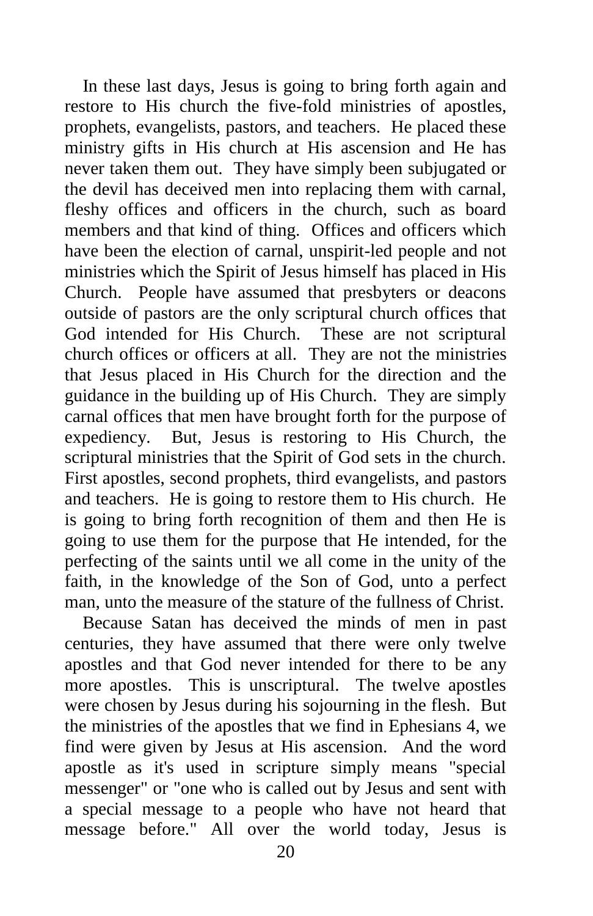In these last days, Jesus is going to bring forth again and restore to His church the five-fold ministries of apostles, prophets, evangelists, pastors, and teachers. He placed these ministry gifts in His church at His ascension and He has never taken them out. They have simply been subjugated or the devil has deceived men into replacing them with carnal, fleshy offices and officers in the church, such as board members and that kind of thing. Offices and officers which have been the election of carnal, unspirit-led people and not ministries which the Spirit of Jesus himself has placed in His Church. People have assumed that presbyters or deacons outside of pastors are the only scriptural church offices that God intended for His Church. These are not scriptural church offices or officers at all. They are not the ministries that Jesus placed in His Church for the direction and the guidance in the building up of His Church. They are simply carnal offices that men have brought forth for the purpose of expediency. But, Jesus is restoring to His Church, the scriptural ministries that the Spirit of God sets in the church. First apostles, second prophets, third evangelists, and pastors and teachers. He is going to restore them to His church. He is going to bring forth recognition of them and then He is going to use them for the purpose that He intended, for the perfecting of the saints until we all come in the unity of the faith, in the knowledge of the Son of God, unto a perfect man, unto the measure of the stature of the fullness of Christ.

Because Satan has deceived the minds of men in past centuries, they have assumed that there were only twelve apostles and that God never intended for there to be any more apostles. This is unscriptural. The twelve apostles were chosen by Jesus during his sojourning in the flesh. But the ministries of the apostles that we find in Ephesians 4, we find were given by Jesus at His ascension. And the word apostle as it's used in scripture simply means "special messenger" or "one who is called out by Jesus and sent with a special message to a people who have not heard that message before." All over the world today, Jesus is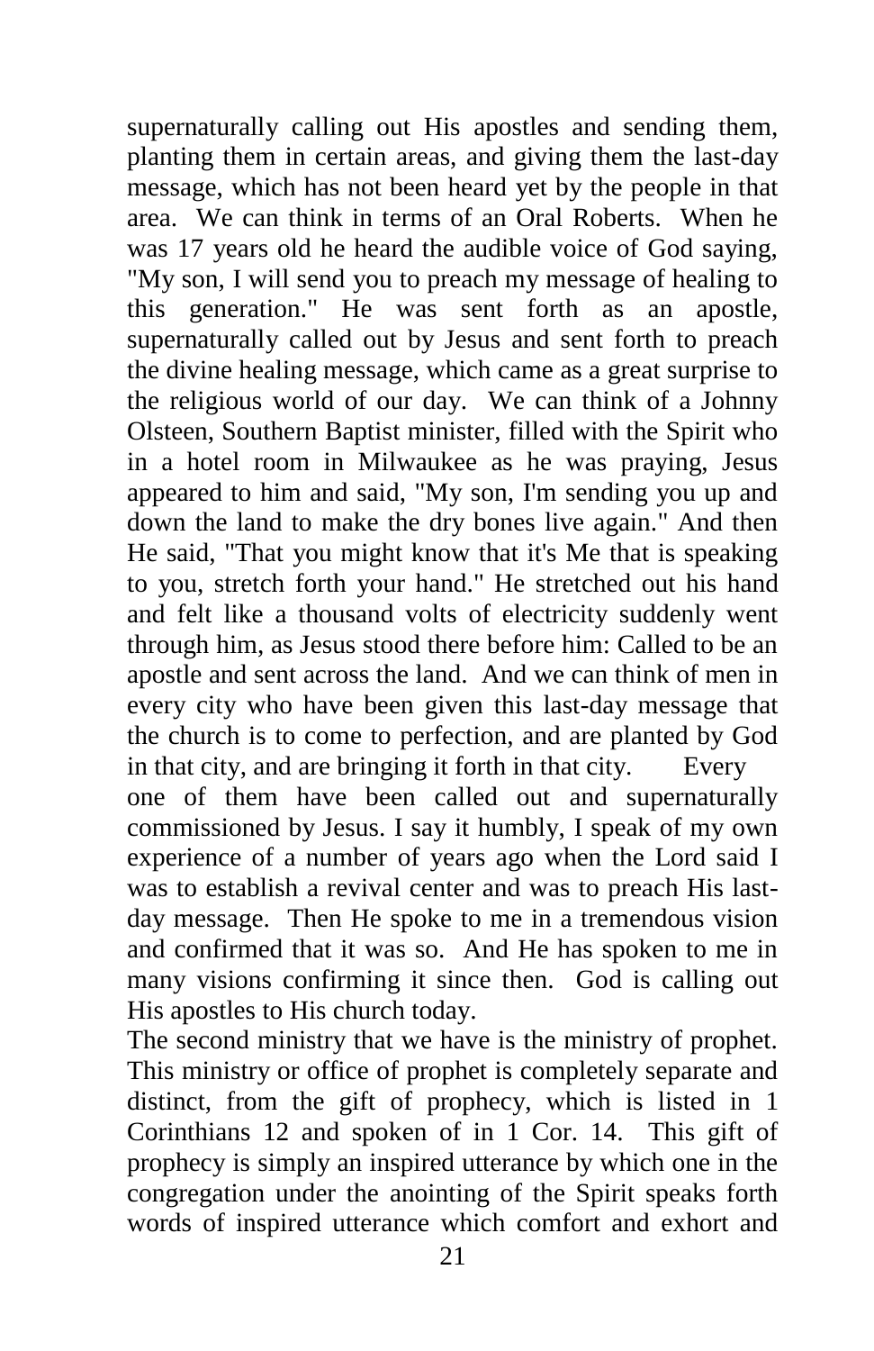supernaturally calling out His apostles and sending them, planting them in certain areas, and giving them the last-day message, which has not been heard yet by the people in that area. We can think in terms of an Oral Roberts. When he was 17 years old he heard the audible voice of God saying, "My son, I will send you to preach my message of healing to this generation." He was sent forth as an apostle, supernaturally called out by Jesus and sent forth to preach the divine healing message, which came as a great surprise to the religious world of our day. We can think of a Johnny Olsteen, Southern Baptist minister, filled with the Spirit who in a hotel room in Milwaukee as he was praying, Jesus appeared to him and said, "My son, I'm sending you up and down the land to make the dry bones live again." And then He said, "That you might know that it's Me that is speaking to you, stretch forth your hand." He stretched out his hand and felt like a thousand volts of electricity suddenly went through him, as Jesus stood there before him: Called to be an apostle and sent across the land. And we can think of men in every city who have been given this last-day message that the church is to come to perfection, and are planted by God in that city, and are bringing it forth in that city. Every one of them have been called out and supernaturally commissioned by Jesus. I say it humbly, I speak of my own experience of a number of years ago when the Lord said I was to establish a revival center and was to preach His last-day message. Then He spoke to me in a tremendous vision and confirmed that it was so. And He has spoken to me in many visions confirming it since then. God is calling out His apostles to His church today.

The second ministry that we have is the ministry of prophet. This ministry or office of prophet is completely separate and distinct, from the gift of prophecy, which is listed in 1 Corinthians 12 and spoken of in 1 Cor. 14. This gift of prophecy is simply an inspired utterance by which one in the congregation under the anointing of the Spirit speaks forth words of inspired utterance which comfort and exhort and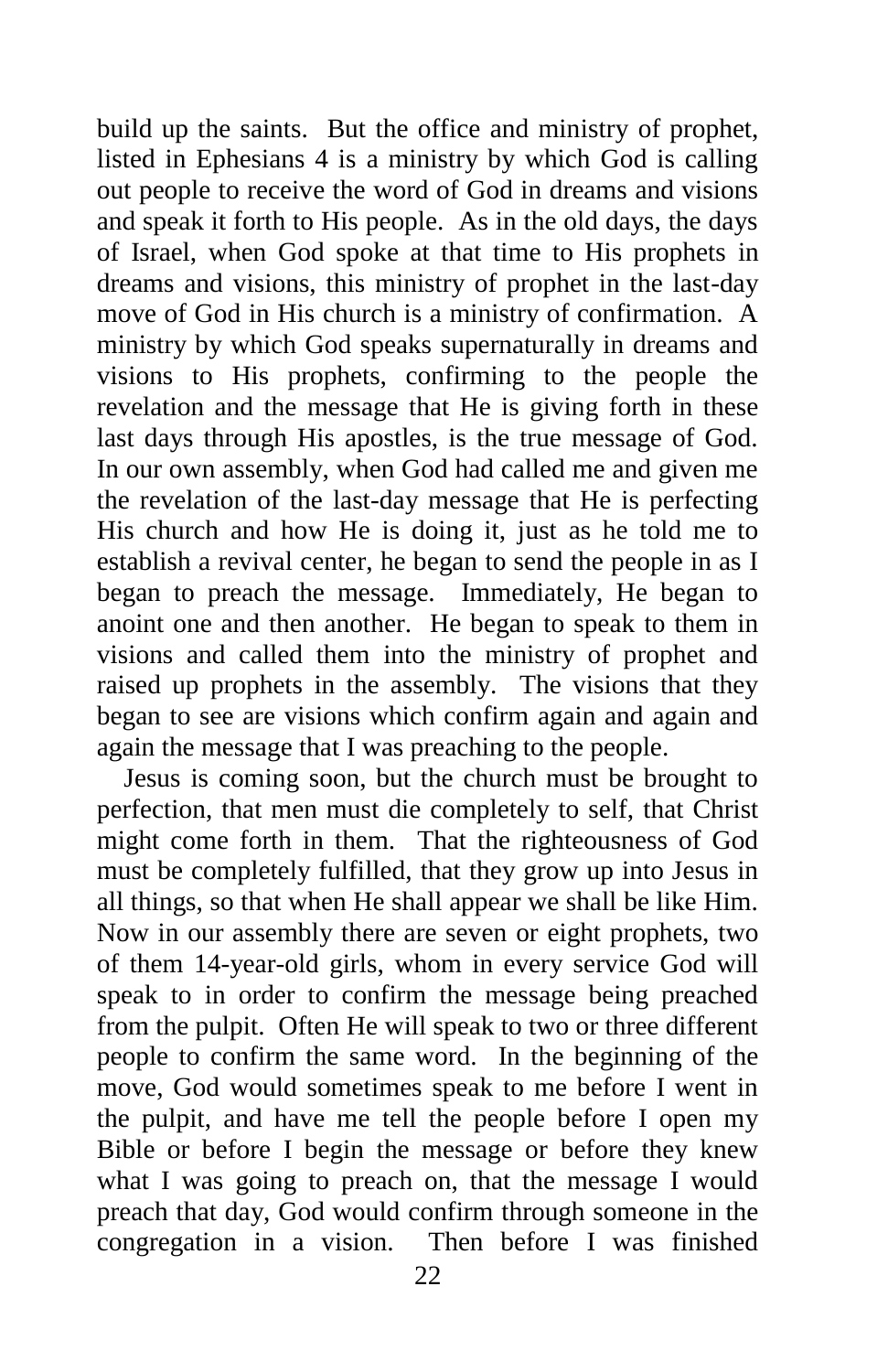build up the saints. But the office and ministry of prophet, listed in Ephesians 4 is a ministry by which God is calling out people to receive the word of God in dreams and visions and speak it forth to His people. As in the old days, the days of Israel, when God spoke at that time to His prophets in dreams and visions, this ministry of prophet in the last-day move of God in His church is a ministry of confirmation. A ministry by which God speaks supernaturally in dreams and visions to His prophets, confirming to the people the revelation and the message that He is giving forth in these last days through His apostles, is the true message of God. In our own assembly, when God had called me and given me the revelation of the last-day message that He is perfecting His church and how He is doing it, just as he told me to establish a revival center, he began to send the people in as I began to preach the message. Immediately, He began to anoint one and then another. He began to speak to them in visions and called them into the ministry of prophet and raised up prophets in the assembly. The visions that they began to see are visions which confirm again and again and again the message that I was preaching to the people.

Jesus is coming soon, but the church must be brought to perfection, that men must die completely to self, that Christ might come forth in them. That the righteousness of God must be completely fulfilled, that they grow up into Jesus in all things, so that when He shall appear we shall be like Him. Now in our assembly there are seven or eight prophets, two of them 14-year-old girls, whom in every service God will speak to in order to confirm the message being preached from the pulpit. Often He will speak to two or three different people to confirm the same word. In the beginning of the move, God would sometimes speak to me before I went in the pulpit, and have me tell the people before I open my Bible or before I begin the message or before they knew what I was going to preach on, that the message I would preach that day, God would confirm through someone in the congregation in a vision. Then before I was finished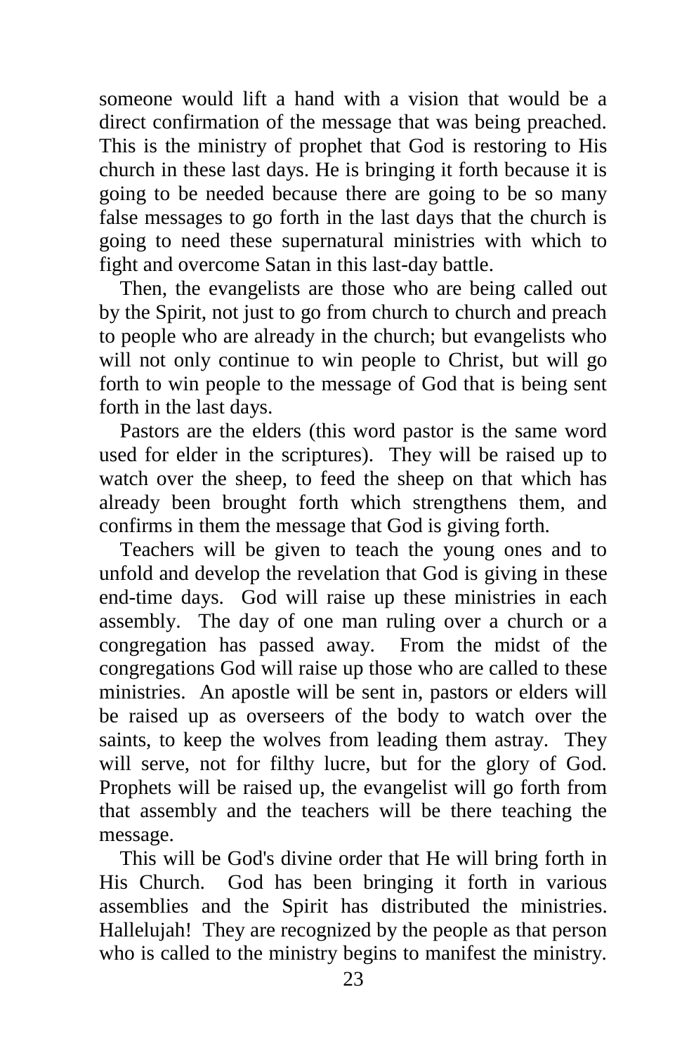someone would lift a hand with a vision that would be a direct confirmation of the message that was being preached. This is the ministry of prophet that God is restoring to His church in these last days. He is bringing it forth because it is going to be needed because there are going to be so many false messages to go forth in the last days that the church is going to need these supernatural ministries with which to fight and overcome Satan in this last-day battle.

Then, the evangelists are those who are being called out by the Spirit, not just to go from church to church and preach to people who are already in the church; but evangelists who will not only continue to win people to Christ, but will go forth to win people to the message of God that is being sent forth in the last days.

Pastors are the elders (this word pastor is the same word used for elder in the scriptures). They will be raised up to watch over the sheep, to feed the sheep on that which has already been brought forth which strengthens them, and confirms in them the message that God is giving forth.

Teachers will be given to teach the young ones and to unfold and develop the revelation that God is giving in these end-time days. God will raise up these ministries in each assembly. The day of one man ruling over a church or a congregation has passed away. From the midst of the congregations God will raise up those who are called to these ministries. An apostle will be sent in, pastors or elders will be raised up as overseers of the body to watch over the saints, to keep the wolves from leading them astray. They will serve, not for filthy lucre, but for the glory of God. Prophets will be raised up, the evangelist will go forth from that assembly and the teachers will be there teaching the message.

This will be God's divine order that He will bring forth in His Church. God has been bringing it forth in various assemblies and the Spirit has distributed the ministries. Hallelujah! They are recognized by the people as that person who is called to the ministry begins to manifest the ministry.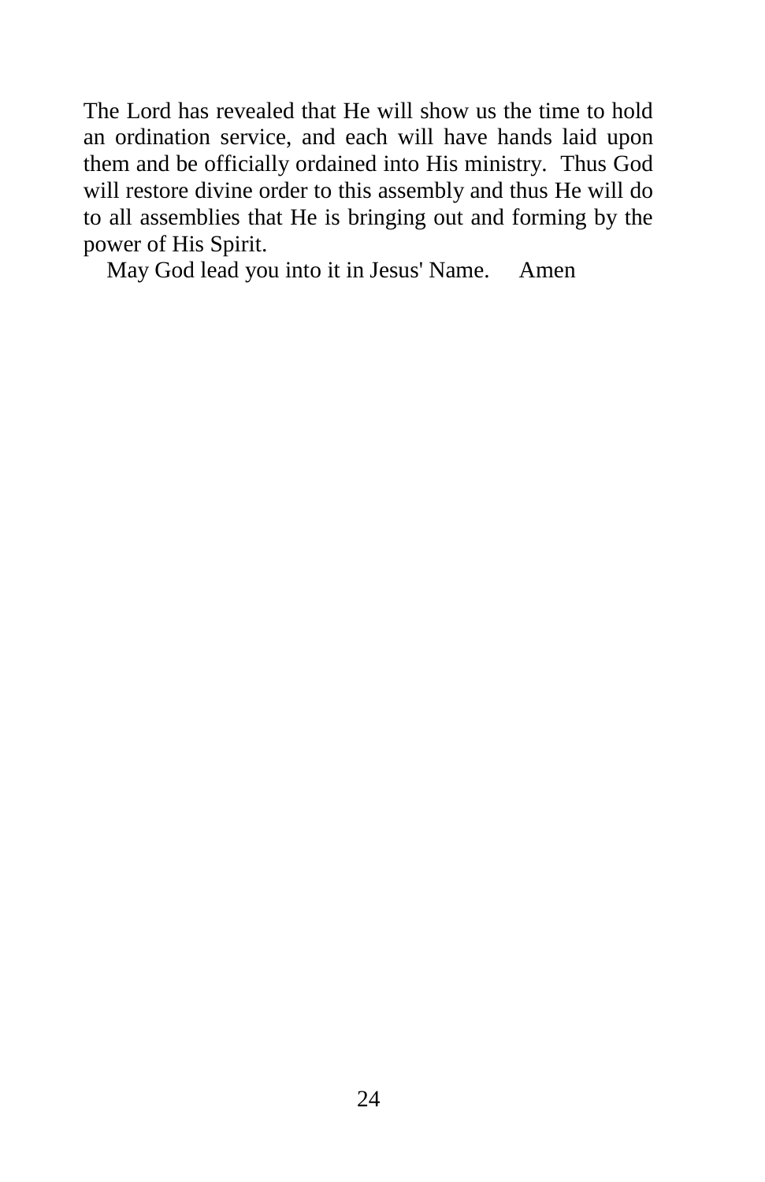The Lord has revealed that He will show us the time to hold an ordination service, and each will have hands laid upon them and be officially ordained into His ministry. Thus God will restore divine order to this assembly and thus He will do to all assemblies that He is bringing out and forming by the power of His Spirit.

May God lead you into it in Jesus' Name. Amen